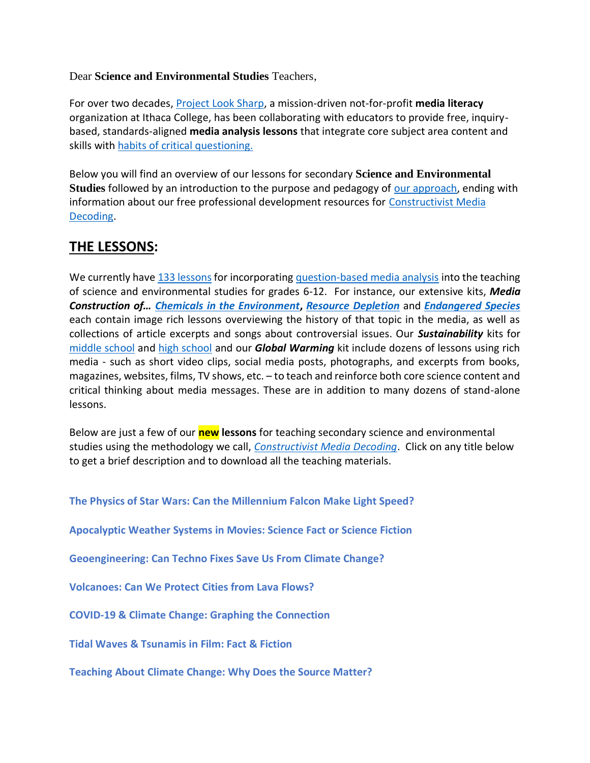Dear **Science and Environmental Studies** Teachers,

For over two decades, Project Look Sharp, a mission-driven not-for-profit **media literacy** organization at Ithaca College, has been collaborating with educators to provide free, inquiry-based, standards-aligned **media analysis lessons** that integrate core subject area content and skills with habits of critical questioning.

Below you will find an overview of our lessons for secondary **Science and Environmental Studies** followed by an introduction to the purpose and pedagogy of our approach, ending with information about our free professional development resources for Constructivist Media Decoding.

## THE LESSONS:

We currently have 133 lessons for incorporating question-based media analysis into the teaching of science and environmental studies for grades 6-12. For instance, our extensive kits, ***Media Construction of… Chemicals in the Environment***, ***Resource Depletion*** and ***Endangered Species*** each contain image rich lessons overviewing the history of that topic in the media, as well as collections of article excerpts and songs about controversial issues. Our ***Sustainability*** kits for middle school and high school and our ***Global Warming*** kit include dozens of lessons using rich media - such as short video clips, social media posts, photographs, and excerpts from books, magazines, websites, films, TV shows, etc. – to teach and reinforce both core science content and critical thinking about media messages. These are in addition to many dozens of stand-alone lessons.

Below are just a few of our **new lessons** for teaching secondary science and environmental studies using the methodology we call, *Constructivist Media Decoding*. Click on any title below to get a brief description and to download all the teaching materials.

**The Physics of Star Wars: Can the Millennium Falcon Make Light Speed?**

**Apocalyptic Weather Systems in Movies: Science Fact or Science Fiction**

**Geoengineering: Can Techno Fixes Save Us From Climate Change?**

**Volcanoes: Can We Protect Cities from Lava Flows?**

**COVID-19 & Climate Change: Graphing the Connection**

**Tidal Waves & Tsunamis in Film: Fact & Fiction**

**Teaching About Climate Change: Why Does the Source Matter?**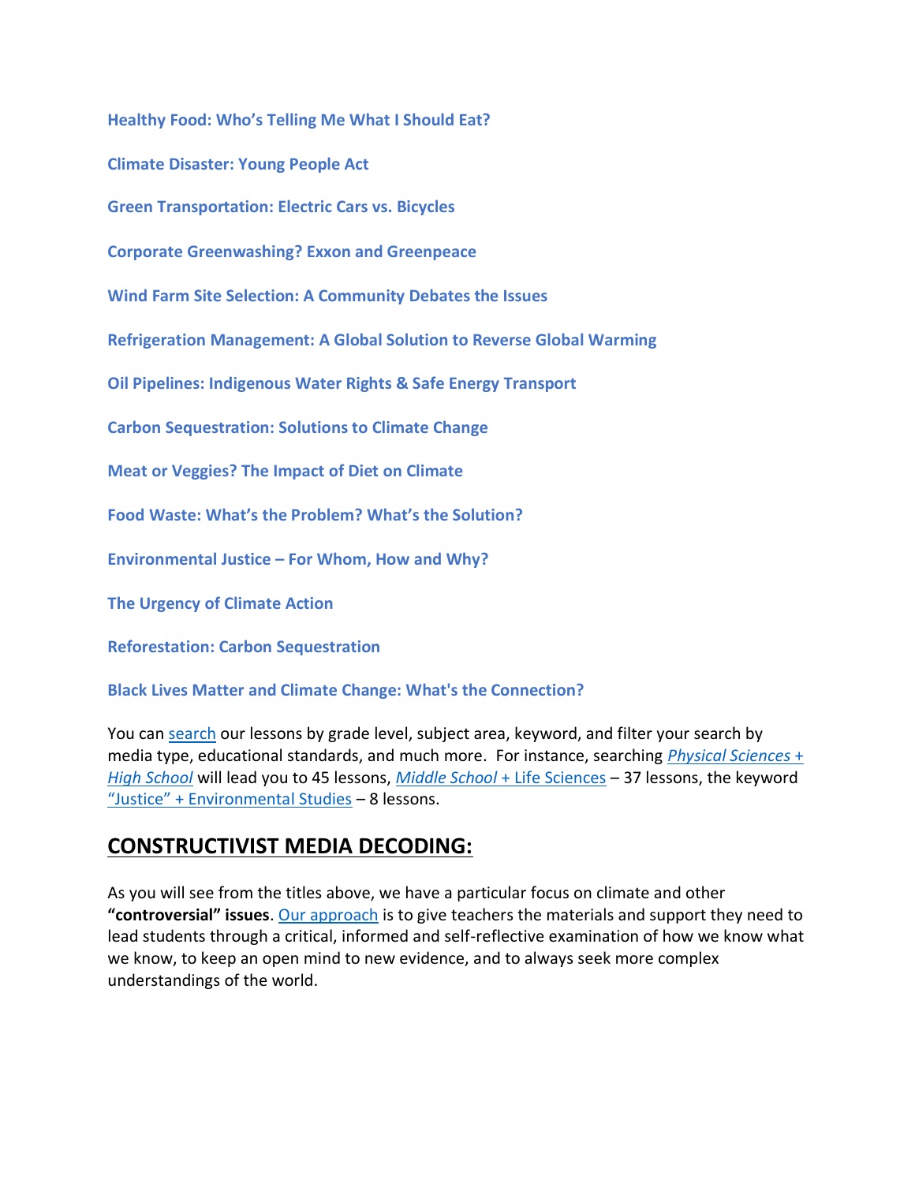**Healthy Food: Who's Telling Me What I Should Eat?**

**Climate Disaster: Young People Act**

**Green Transportation: Electric Cars vs. Bicycles**

**Corporate Greenwashing? Exxon and Greenpeace**

**Wind Farm Site Selection: A Community Debates the Issues**

**Refrigeration Management: A Global Solution to Reverse Global Warming**

**Oil Pipelines: Indigenous Water Rights & Safe Energy Transport**

**Carbon Sequestration: Solutions to Climate Change**

**Meat or Veggies? The Impact of Diet on Climate**

**Food Waste: What's the Problem? What's the Solution?**

**Environmental Justice – For Whom, How and Why?**

**The Urgency of Climate Action**

**Reforestation: Carbon Sequestration**

**Black Lives Matter and Climate Change: What's the Connection?**

You can search our lessons by grade level, subject area, keyword, and filter your search by media type, educational standards, and much more. For instance, searching *Physical Sciences + High School* will lead you to 45 lessons, *Middle School* + Life Sciences – 37 lessons, the keyword "Justice" + Environmental Studies – 8 lessons.

## CONSTRUCTIVIST MEDIA DECODING:

As you will see from the titles above, we have a particular focus on climate and other **"controversial" issues**. Our approach is to give teachers the materials and support they need to lead students through a critical, informed and self-reflective examination of how we know what we know, to keep an open mind to new evidence, and to always seek more complex understandings of the world.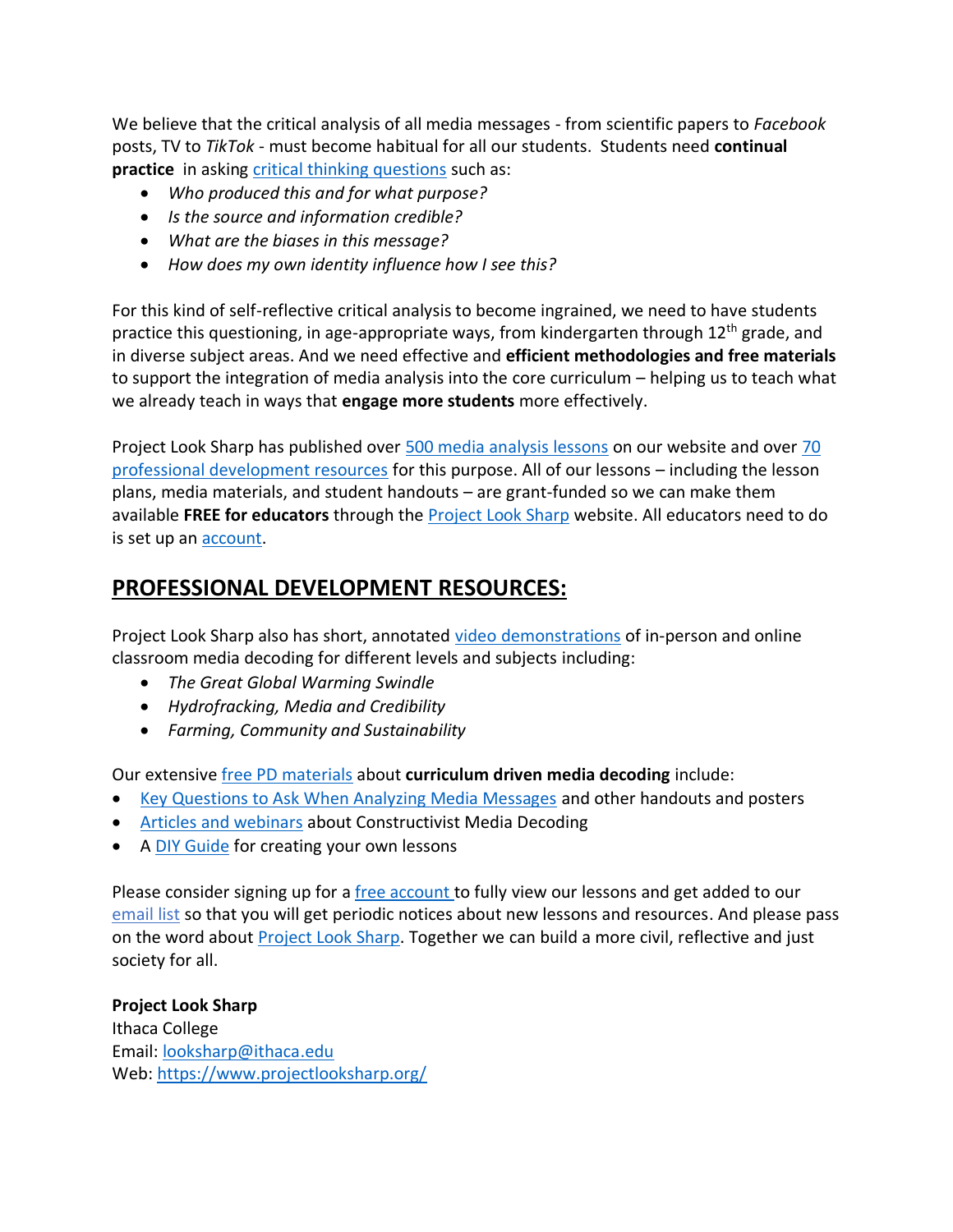We believe that the critical analysis of all media messages - from scientific papers to *Facebook* posts, TV to *TikTok* - must become habitual for all our students. Students need **continual practice** in asking critical thinking questions such as:

- *Who produced this and for what purpose?*
- *Is the source and information credible?*
- *What are the biases in this message?*
- *How does my own identity influence how I see this?*

For this kind of self-reflective critical analysis to become ingrained, we need to have students practice this questioning, in age-appropriate ways, from kindergarten through 12th grade, and in diverse subject areas. And we need effective and **efficient methodologies and free materials** to support the integration of media analysis into the core curriculum – helping us to teach what we already teach in ways that **engage more students** more effectively.

Project Look Sharp has published over 500 media analysis lessons on our website and over 70 professional development resources for this purpose. All of our lessons – including the lesson plans, media materials, and student handouts – are grant-funded so we can make them available **FREE for educators** through the Project Look Sharp website. All educators need to do is set up an account.

## PROFESSIONAL DEVELOPMENT RESOURCES:

Project Look Sharp also has short, annotated video demonstrations of in-person and online classroom media decoding for different levels and subjects including:

- *The Great Global Warming Swindle*
- *Hydrofracking, Media and Credibility*
- *Farming, Community and Sustainability*

Our extensive free PD materials about **curriculum driven media decoding** include:

- Key Questions to Ask When Analyzing Media Messages and other handouts and posters
- Articles and webinars about Constructivist Media Decoding
- A DIY Guide for creating your own lessons

Please consider signing up for a free account to fully view our lessons and get added to our email list so that you will get periodic notices about new lessons and resources. And please pass on the word about Project Look Sharp. Together we can build a more civil, reflective and just society for all.

**Project Look Sharp**
Ithaca College
Email: looksharp@ithaca.edu
Web: https://www.projectlooksharp.org/